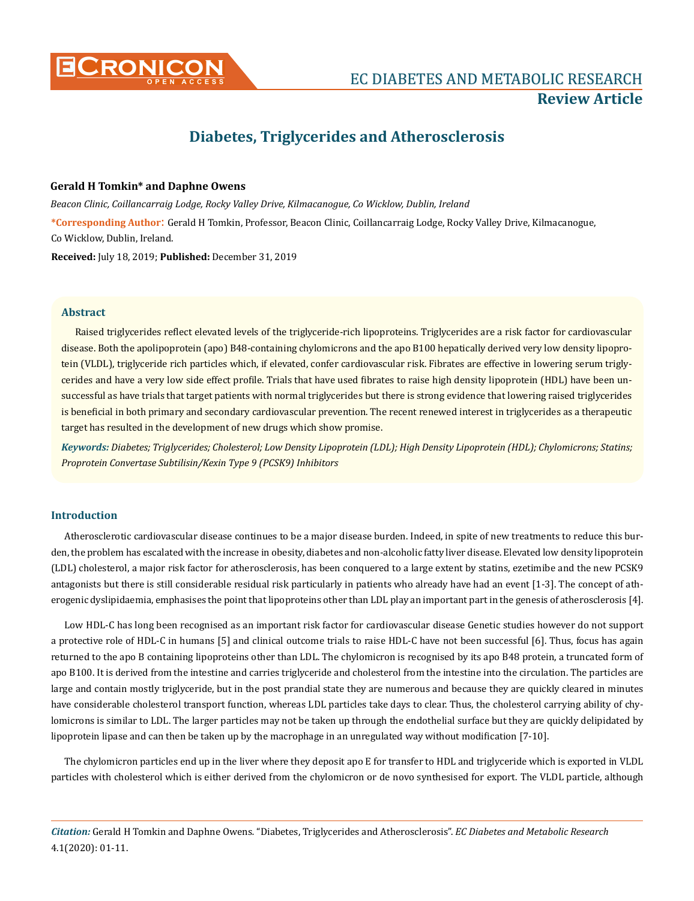Review Article

# Diabetes, Triglycerides and Atherosclerosis

**Gerald H Tomkin\* and Daphne Owens**

*Beacon Clinic, Coillancarraig Lodge, Rocky Valley Drive, Kilmacanogue, Co Wicklow, Dublin, Ireland*

**\*Corresponding Author:** Gerald H Tomkin, Professor, Beacon Clinic, Coillancarraig Lodge, Rocky Valley Drive, Kilmacanogue, Co Wicklow, Dublin, Ireland.

**Received:** July 18, 2019; **Published:** December 31, 2019

## Abstract

Raised triglycerides reflect elevated levels of the triglyceride-rich lipoproteins. Triglycerides are a risk factor for cardiovascular disease. Both the apolipoprotein (apo) B48-containing chylomicrons and the apo B100 hepatically derived very low density lipoprotein (VLDL), triglyceride rich particles which, if elevated, confer cardiovascular risk. Fibrates are effective in lowering serum triglycerides and have a very low side effect profile. Trials that have used fibrates to raise high density lipoprotein (HDL) have been unsuccessful as have trials that target patients with normal triglycerides but there is strong evidence that lowering raised triglycerides is beneficial in both primary and secondary cardiovascular prevention. The recent renewed interest in triglycerides as a therapeutic target has resulted in the development of new drugs which show promise.

***Keywords:*** *Diabetes; Triglycerides; Cholesterol; Low Density Lipoprotein (LDL); High Density Lipoprotein (HDL); Chylomicrons; Statins; Proprotein Convertase Subtilisin/Kexin Type 9 (PCSK9) Inhibitors*

## Introduction

Atherosclerotic cardiovascular disease continues to be a major disease burden. Indeed, in spite of new treatments to reduce this burden, the problem has escalated with the increase in obesity, diabetes and non-alcoholic fatty liver disease. Elevated low density lipoprotein (LDL) cholesterol, a major risk factor for atherosclerosis, has been conquered to a large extent by statins, ezetimibe and the new PCSK9 antagonists but there is still considerable residual risk particularly in patients who already have had an event [1-3]. The concept of atherogenic dyslipidaemia, emphasises the point that lipoproteins other than LDL play an important part in the genesis of atherosclerosis [4].

Low HDL-C has long been recognised as an important risk factor for cardiovascular disease Genetic studies however do not support a protective role of HDL-C in humans [5] and clinical outcome trials to raise HDL-C have not been successful [6]. Thus, focus has again returned to the apo B containing lipoproteins other than LDL. The chylomicron is recognised by its apo B48 protein, a truncated form of apo B100. It is derived from the intestine and carries triglyceride and cholesterol from the intestine into the circulation. The particles are large and contain mostly triglyceride, but in the post prandial state they are numerous and because they are quickly cleared in minutes have considerable cholesterol transport function, whereas LDL particles take days to clear. Thus, the cholesterol carrying ability of chylomicrons is similar to LDL. The larger particles may not be taken up through the endothelial surface but they are quickly delipidated by lipoprotein lipase and can then be taken up by the macrophage in an unregulated way without modification [7-10].

The chylomicron particles end up in the liver where they deposit apo E for transfer to HDL and triglyceride which is exported in VLDL particles with cholesterol which is either derived from the chylomicron or de novo synthesised for export. The VLDL particle, although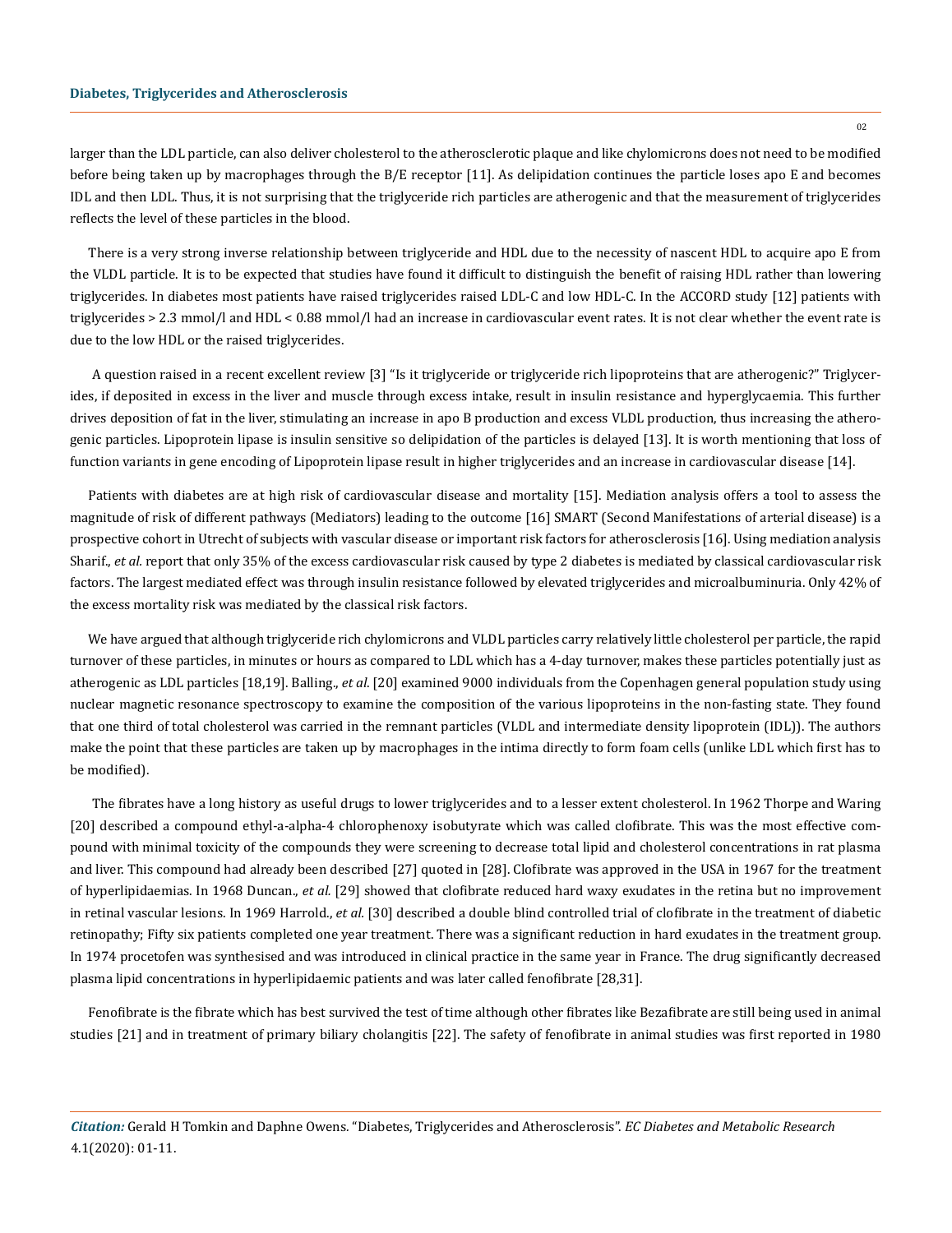larger than the LDL particle, can also deliver cholesterol to the atherosclerotic plaque and like chylomicrons does not need to be modified before being taken up by macrophages through the B/E receptor [11]. As delipidation continues the particle loses apo E and becomes IDL and then LDL. Thus, it is not surprising that the triglyceride rich particles are atherogenic and that the measurement of triglycerides reflects the level of these particles in the blood.

There is a very strong inverse relationship between triglyceride and HDL due to the necessity of nascent HDL to acquire apo E from the VLDL particle. It is to be expected that studies have found it difficult to distinguish the benefit of raising HDL rather than lowering triglycerides. In diabetes most patients have raised triglycerides raised LDL-C and low HDL-C. In the ACCORD study [12] patients with triglycerides > 2.3 mmol/l and HDL < 0.88 mmol/l had an increase in cardiovascular event rates. It is not clear whether the event rate is due to the low HDL or the raised triglycerides.

A question raised in a recent excellent review [3] "Is it triglyceride or triglyceride rich lipoproteins that are atherogenic?" Triglycerides, if deposited in excess in the liver and muscle through excess intake, result in insulin resistance and hyperglycaemia. This further drives deposition of fat in the liver, stimulating an increase in apo B production and excess VLDL production, thus increasing the atherogenic particles. Lipoprotein lipase is insulin sensitive so delipidation of the particles is delayed [13]. It is worth mentioning that loss of function variants in gene encoding of Lipoprotein lipase result in higher triglycerides and an increase in cardiovascular disease [14].

Patients with diabetes are at high risk of cardiovascular disease and mortality [15]. Mediation analysis offers a tool to assess the magnitude of risk of different pathways (Mediators) leading to the outcome [16] SMART (Second Manifestations of arterial disease) is a prospective cohort in Utrecht of subjects with vascular disease or important risk factors for atherosclerosis [16]. Using mediation analysis Sharif., *et al*. report that only 35% of the excess cardiovascular risk caused by type 2 diabetes is mediated by classical cardiovascular risk factors. The largest mediated effect was through insulin resistance followed by elevated triglycerides and microalbuminuria. Only 42% of the excess mortality risk was mediated by the classical risk factors.

We have argued that although triglyceride rich chylomicrons and VLDL particles carry relatively little cholesterol per particle, the rapid turnover of these particles, in minutes or hours as compared to LDL which has a 4-day turnover, makes these particles potentially just as atherogenic as LDL particles [18,19]. Balling., *et al*. [20] examined 9000 individuals from the Copenhagen general population study using nuclear magnetic resonance spectroscopy to examine the composition of the various lipoproteins in the non-fasting state. They found that one third of total cholesterol was carried in the remnant particles (VLDL and intermediate density lipoprotein (IDL)). The authors make the point that these particles are taken up by macrophages in the intima directly to form foam cells (unlike LDL which first has to be modified).

The fibrates have a long history as useful drugs to lower triglycerides and to a lesser extent cholesterol. In 1962 Thorpe and Waring [20] described a compound ethyl-a-alpha-4 chlorophenoxy isobutyrate which was called clofibrate. This was the most effective compound with minimal toxicity of the compounds they were screening to decrease total lipid and cholesterol concentrations in rat plasma and liver. This compound had already been described [27] quoted in [28]. Clofibrate was approved in the USA in 1967 for the treatment of hyperlipidaemias. In 1968 Duncan., *et al.* [29] showed that clofibrate reduced hard waxy exudates in the retina but no improvement in retinal vascular lesions. In 1969 Harrold., *et al*. [30] described a double blind controlled trial of clofibrate in the treatment of diabetic retinopathy; Fifty six patients completed one year treatment. There was a significant reduction in hard exudates in the treatment group. In 1974 procetofen was synthesised and was introduced in clinical practice in the same year in France. The drug significantly decreased plasma lipid concentrations in hyperlipidaemic patients and was later called fenofibrate [28,31].

Fenofibrate is the fibrate which has best survived the test of time although other fibrates like Bezafibrate are still being used in animal studies [21] and in treatment of primary biliary cholangitis [22]. The safety of fenofibrate in animal studies was first reported in 1980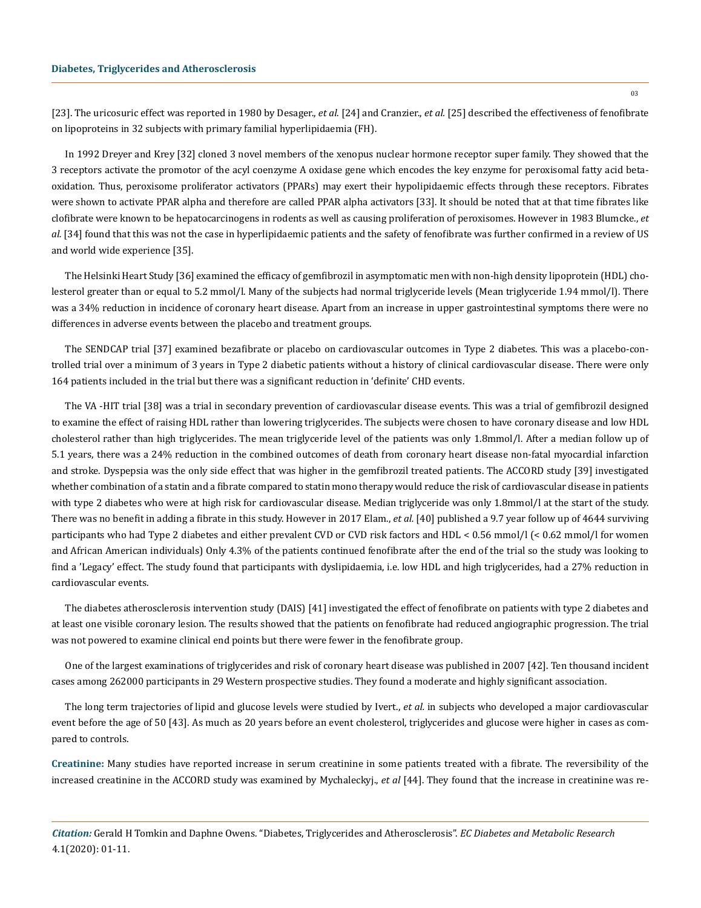[23]. The uricosuric effect was reported in 1980 by Desager., *et al.* [24] and Cranzier., *et al.* [25] described the effectiveness of fenofibrate on lipoproteins in 32 subjects with primary familial hyperlipidaemia (FH).

In 1992 Dreyer and Krey [32] cloned 3 novel members of the xenopus nuclear hormone receptor super family. They showed that the 3 receptors activate the promotor of the acyl coenzyme A oxidase gene which encodes the key enzyme for peroxisomal fatty acid beta-oxidation. Thus, peroxisome proliferator activators (PPARs) may exert their hypolipidaemic effects through these receptors. Fibrates were shown to activate PPAR alpha and therefore are called PPAR alpha activators [33]. It should be noted that at that time fibrates like clofibrate were known to be hepatocarcinogens in rodents as well as causing proliferation of peroxisomes. However in 1983 Blumcke., *et al.* [34] found that this was not the case in hyperlipidaemic patients and the safety of fenofibrate was further confirmed in a review of US and world wide experience [35].

The Helsinki Heart Study [36] examined the efficacy of gemfibrozil in asymptomatic men with non-high density lipoprotein (HDL) cholesterol greater than or equal to 5.2 mmol/l. Many of the subjects had normal triglyceride levels (Mean triglyceride 1.94 mmol/l). There was a 34% reduction in incidence of coronary heart disease. Apart from an increase in upper gastrointestinal symptoms there were no differences in adverse events between the placebo and treatment groups.

The SENDCAP trial [37] examined bezafibrate or placebo on cardiovascular outcomes in Type 2 diabetes. This was a placebo-controlled trial over a minimum of 3 years in Type 2 diabetic patients without a history of clinical cardiovascular disease. There were only 164 patients included in the trial but there was a significant reduction in 'definite' CHD events.

The VA -HIT trial [38] was a trial in secondary prevention of cardiovascular disease events. This was a trial of gemfibrozil designed to examine the effect of raising HDL rather than lowering triglycerides. The subjects were chosen to have coronary disease and low HDL cholesterol rather than high triglycerides. The mean triglyceride level of the patients was only 1.8mmol/l. After a median follow up of 5.1 years, there was a 24% reduction in the combined outcomes of death from coronary heart disease non-fatal myocardial infarction and stroke. Dyspepsia was the only side effect that was higher in the gemfibrozil treated patients. The ACCORD study [39] investigated whether combination of a statin and a fibrate compared to statin mono therapy would reduce the risk of cardiovascular disease in patients with type 2 diabetes who were at high risk for cardiovascular disease. Median triglyceride was only 1.8mmol/l at the start of the study. There was no benefit in adding a fibrate in this study. However in 2017 Elam., *et al.* [40] published a 9.7 year follow up of 4644 surviving participants who had Type 2 diabetes and either prevalent CVD or CVD risk factors and HDL < 0.56 mmol/l (< 0.62 mmol/l for women and African American individuals) Only 4.3% of the patients continued fenofibrate after the end of the trial so the study was looking to find a 'Legacy' effect. The study found that participants with dyslipidaemia, i.e. low HDL and high triglycerides, had a 27% reduction in cardiovascular events.

The diabetes atherosclerosis intervention study (DAIS) [41] investigated the effect of fenofibrate on patients with type 2 diabetes and at least one visible coronary lesion. The results showed that the patients on fenofibrate had reduced angiographic progression. The trial was not powered to examine clinical end points but there were fewer in the fenofibrate group.

One of the largest examinations of triglycerides and risk of coronary heart disease was published in 2007 [42]. Ten thousand incident cases among 262000 participants in 29 Western prospective studies. They found a moderate and highly significant association.

The long term trajectories of lipid and glucose levels were studied by Ivert., *et al.* in subjects who developed a major cardiovascular event before the age of 50 [43]. As much as 20 years before an event cholesterol, triglycerides and glucose were higher in cases as compared to controls.

**Creatinine:** Many studies have reported increase in serum creatinine in some patients treated with a fibrate. The reversibility of the increased creatinine in the ACCORD study was examined by Mychaleckyj., *et al* [44]. They found that the increase in creatinine was re-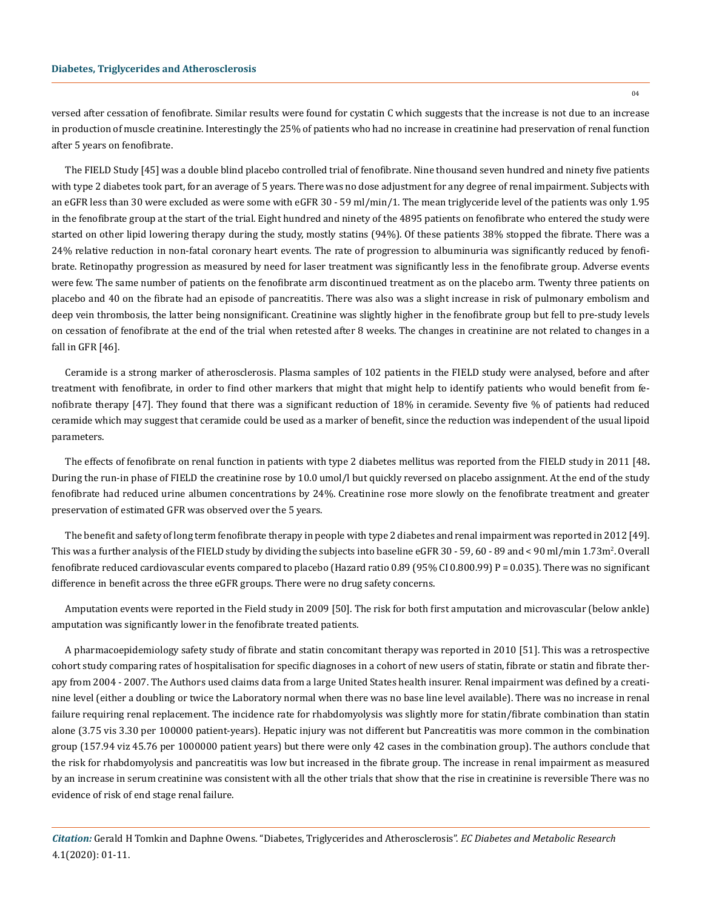versed after cessation of fenofibrate. Similar results were found for cystatin C which suggests that the increase is not due to an increase in production of muscle creatinine. Interestingly the 25% of patients who had no increase in creatinine had preservation of renal function after 5 years on fenofibrate.

The FIELD Study [45] was a double blind placebo controlled trial of fenofibrate. Nine thousand seven hundred and ninety five patients with type 2 diabetes took part, for an average of 5 years. There was no dose adjustment for any degree of renal impairment. Subjects with an eGFR less than 30 were excluded as were some with eGFR 30 - 59 ml/min/1. The mean triglyceride level of the patients was only 1.95 in the fenofibrate group at the start of the trial. Eight hundred and ninety of the 4895 patients on fenofibrate who entered the study were started on other lipid lowering therapy during the study, mostly statins (94%). Of these patients 38% stopped the fibrate. There was a 24% relative reduction in non-fatal coronary heart events. The rate of progression to albuminuria was significantly reduced by fenofibrate. Retinopathy progression as measured by need for laser treatment was significantly less in the fenofibrate group. Adverse events were few. The same number of patients on the fenofibrate arm discontinued treatment as on the placebo arm. Twenty three patients on placebo and 40 on the fibrate had an episode of pancreatitis. There was also was a slight increase in risk of pulmonary embolism and deep vein thrombosis, the latter being nonsignificant. Creatinine was slightly higher in the fenofibrate group but fell to pre-study levels on cessation of fenofibrate at the end of the trial when retested after 8 weeks. The changes in creatinine are not related to changes in a fall in GFR [46].

Ceramide is a strong marker of atherosclerosis. Plasma samples of 102 patients in the FIELD study were analysed, before and after treatment with fenofibrate, in order to find other markers that might that might help to identify patients who would benefit from fenofibrate therapy [47]. They found that there was a significant reduction of 18% in ceramide. Seventy five % of patients had reduced ceramide which may suggest that ceramide could be used as a marker of benefit, since the reduction was independent of the usual lipoid parameters.

The effects of fenofibrate on renal function in patients with type 2 diabetes mellitus was reported from the FIELD study in 2011 [48**.** During the run-in phase of FIELD the creatinine rose by 10.0 umol/l but quickly reversed on placebo assignment. At the end of the study fenofibrate had reduced urine albumen concentrations by 24%. Creatinine rose more slowly on the fenofibrate treatment and greater preservation of estimated GFR was observed over the 5 years.

The benefit and safety of long term fenofibrate therapy in people with type 2 diabetes and renal impairment was reported in 2012 [49]. This was a further analysis of the FIELD study by dividing the subjects into baseline eGFR 30 - 59, 60 - 89 and < 90 ml/min 1.73m$^2$. Overall fenofibrate reduced cardiovascular events compared to placebo (Hazard ratio 0.89 (95% CI 0.800.99) P = 0.035). There was no significant difference in benefit across the three eGFR groups. There were no drug safety concerns.

Amputation events were reported in the Field study in 2009 [50]. The risk for both first amputation and microvascular (below ankle) amputation was significantly lower in the fenofibrate treated patients.

A pharmacoepidemiology safety study of fibrate and statin concomitant therapy was reported in 2010 [51]. This was a retrospective cohort study comparing rates of hospitalisation for specific diagnoses in a cohort of new users of statin, fibrate or statin and fibrate therapy from 2004 - 2007. The Authors used claims data from a large United States health insurer. Renal impairment was defined by a creatinine level (either a doubling or twice the Laboratory normal when there was no base line level available). There was no increase in renal failure requiring renal replacement. The incidence rate for rhabdomyolysis was slightly more for statin/fibrate combination than statin alone (3.75 vis 3.30 per 100000 patient-years). Hepatic injury was not different but Pancreatitis was more common in the combination group (157.94 viz 45.76 per 1000000 patient years) but there were only 42 cases in the combination group). The authors conclude that the risk for rhabdomyolysis and pancreatitis was low but increased in the fibrate group. The increase in renal impairment as measured by an increase in serum creatinine was consistent with all the other trials that show that the rise in creatinine is reversible There was no evidence of risk of end stage renal failure.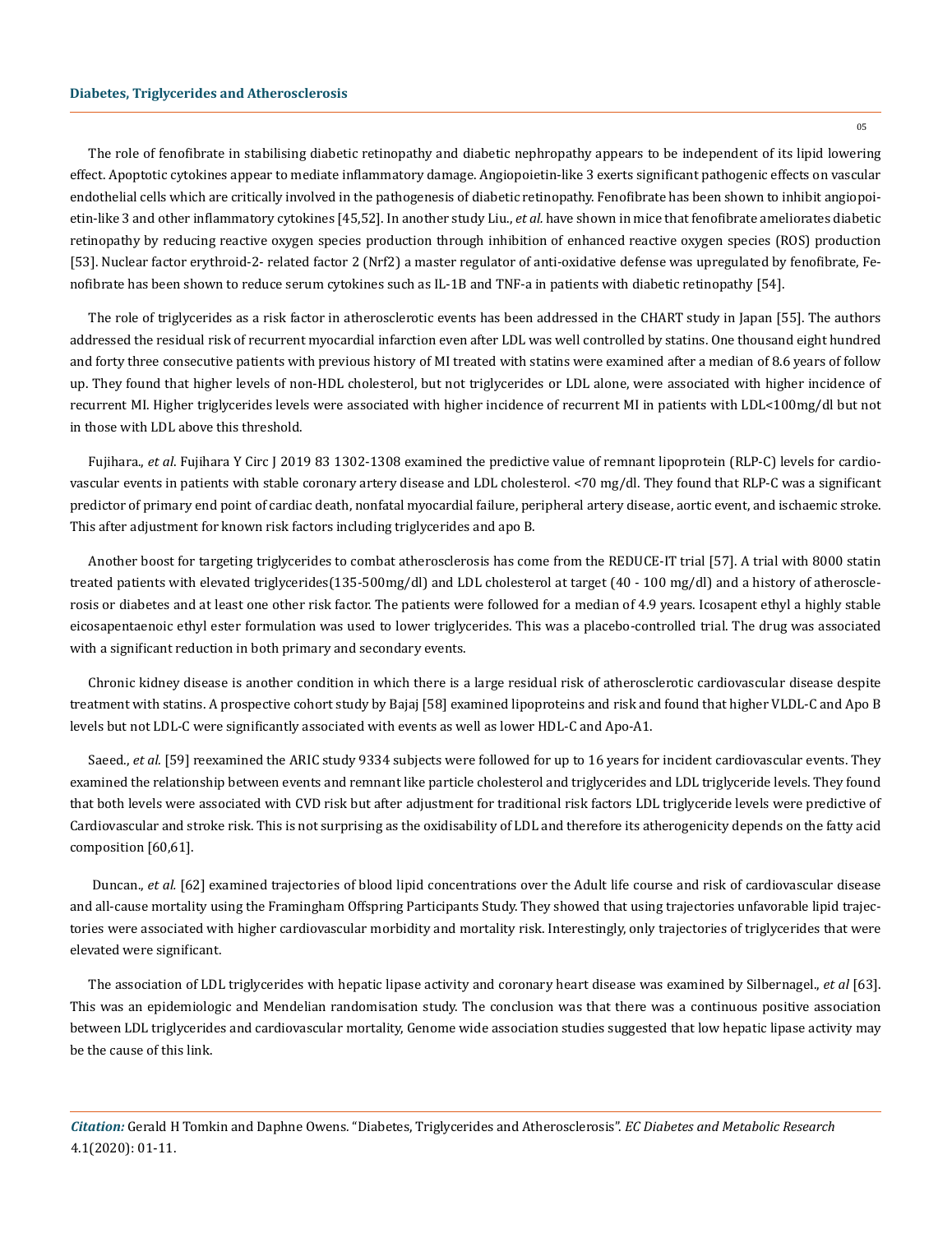The role of fenofibrate in stabilising diabetic retinopathy and diabetic nephropathy appears to be independent of its lipid lowering effect. Apoptotic cytokines appear to mediate inflammatory damage. Angiopoietin-like 3 exerts significant pathogenic effects on vascular endothelial cells which are critically involved in the pathogenesis of diabetic retinopathy. Fenofibrate has been shown to inhibit angiopoietin-like 3 and other inflammatory cytokines [45,52]. In another study Liu., *et al.* have shown in mice that fenofibrate ameliorates diabetic retinopathy by reducing reactive oxygen species production through inhibition of enhanced reactive oxygen species (ROS) production [53]. Nuclear factor erythroid-2- related factor 2 (Nrf2) a master regulator of anti-oxidative defense was upregulated by fenofibrate, Fenofibrate has been shown to reduce serum cytokines such as IL-1B and TNF-a in patients with diabetic retinopathy [54].

The role of triglycerides as a risk factor in atherosclerotic events has been addressed in the CHART study in Japan [55]. The authors addressed the residual risk of recurrent myocardial infarction even after LDL was well controlled by statins. One thousand eight hundred and forty three consecutive patients with previous history of MI treated with statins were examined after a median of 8.6 years of follow up. They found that higher levels of non-HDL cholesterol, but not triglycerides or LDL alone, were associated with higher incidence of recurrent MI. Higher triglycerides levels were associated with higher incidence of recurrent MI in patients with LDL<100mg/dl but not in those with LDL above this threshold.

Fujihara., *et al*. Fujihara Y Circ J 2019 83 1302-1308 examined the predictive value of remnant lipoprotein (RLP-C) levels for cardiovascular events in patients with stable coronary artery disease and LDL cholesterol. <70 mg/dl. They found that RLP-C was a significant predictor of primary end point of cardiac death, nonfatal myocardial failure, peripheral artery disease, aortic event, and ischaemic stroke. This after adjustment for known risk factors including triglycerides and apo B.

Another boost for targeting triglycerides to combat atherosclerosis has come from the REDUCE-IT trial [57]. A trial with 8000 statin treated patients with elevated triglycerides(135-500mg/dl) and LDL cholesterol at target (40 - 100 mg/dl) and a history of atherosclerosis or diabetes and at least one other risk factor. The patients were followed for a median of 4.9 years. Icosapent ethyl a highly stable eicosapentaenoic ethyl ester formulation was used to lower triglycerides. This was a placebo-controlled trial. The drug was associated with a significant reduction in both primary and secondary events.

Chronic kidney disease is another condition in which there is a large residual risk of atherosclerotic cardiovascular disease despite treatment with statins. A prospective cohort study by Bajaj [58] examined lipoproteins and risk and found that higher VLDL-C and Apo B levels but not LDL-C were significantly associated with events as well as lower HDL-C and Apo-A1.

Saeed., *et al.* [59] reexamined the ARIC study 9334 subjects were followed for up to 16 years for incident cardiovascular events. They examined the relationship between events and remnant like particle cholesterol and triglycerides and LDL triglyceride levels. They found that both levels were associated with CVD risk but after adjustment for traditional risk factors LDL triglyceride levels were predictive of Cardiovascular and stroke risk. This is not surprising as the oxidisability of LDL and therefore its atherogenicity depends on the fatty acid composition [60,61].

Duncan., *et al.* [62] examined trajectories of blood lipid concentrations over the Adult life course and risk of cardiovascular disease and all-cause mortality using the Framingham Offspring Participants Study. They showed that using trajectories unfavorable lipid trajectories were associated with higher cardiovascular morbidity and mortality risk. Interestingly, only trajectories of triglycerides that were elevated were significant.

The association of LDL triglycerides with hepatic lipase activity and coronary heart disease was examined by Silbernagel., *et al* [63]. This was an epidemiologic and Mendelian randomisation study. The conclusion was that there was a continuous positive association between LDL triglycerides and cardiovascular mortality, Genome wide association studies suggested that low hepatic lipase activity may be the cause of this link.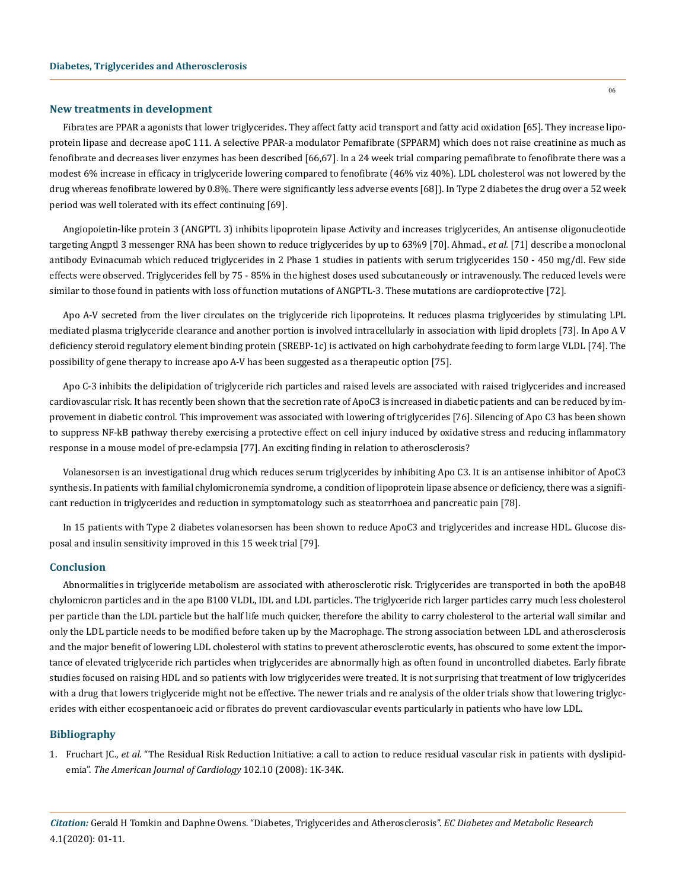## New treatments in development

Fibrates are PPAR a agonists that lower triglycerides. They affect fatty acid transport and fatty acid oxidation [65]. They increase lipoprotein lipase and decrease apoC 111. A selective PPAR-a modulator Pemafibrate (SPPARM) which does not raise creatinine as much as fenofibrate and decreases liver enzymes has been described [66,67]. In a 24 week trial comparing pemafibrate to fenofibrate there was a modest 6% increase in efficacy in triglyceride lowering compared to fenofibrate (46% viz 40%). LDL cholesterol was not lowered by the drug whereas fenofibrate lowered by 0.8%. There were significantly less adverse events [68]). In Type 2 diabetes the drug over a 52 week period was well tolerated with its effect continuing [69].

Angiopoietin-like protein 3 (ANGPTL 3) inhibits lipoprotein lipase Activity and increases triglycerides, An antisense oligonucleotide targeting Angptl 3 messenger RNA has been shown to reduce triglycerides by up to 63%9 [70]. Ahmad., *et al.* [71] describe a monoclonal antibody Evinacumab which reduced triglycerides in 2 Phase 1 studies in patients with serum triglycerides 150 - 450 mg/dl. Few side effects were observed. Triglycerides fell by 75 - 85% in the highest doses used subcutaneously or intravenously. The reduced levels were similar to those found in patients with loss of function mutations of ANGPTL-3. These mutations are cardioprotective [72].

Apo A-V secreted from the liver circulates on the triglyceride rich lipoproteins. It reduces plasma triglycerides by stimulating LPL mediated plasma triglyceride clearance and another portion is involved intracellularly in association with lipid droplets [73]. In Apo A V deficiency steroid regulatory element binding protein (SREBP-1c) is activated on high carbohydrate feeding to form large VLDL [74]. The possibility of gene therapy to increase apo A-V has been suggested as a therapeutic option [75].

Apo C-3 inhibits the delipidation of triglyceride rich particles and raised levels are associated with raised triglycerides and increased cardiovascular risk. It has recently been shown that the secretion rate of ApoC3 is increased in diabetic patients and can be reduced by improvement in diabetic control. This improvement was associated with lowering of triglycerides [76]. Silencing of Apo C3 has been shown to suppress NF-kB pathway thereby exercising a protective effect on cell injury induced by oxidative stress and reducing inflammatory response in a mouse model of pre-eclampsia [77]. An exciting finding in relation to atherosclerosis?

Volanesorsen is an investigational drug which reduces serum triglycerides by inhibiting Apo C3. It is an antisense inhibitor of ApoC3 synthesis. In patients with familial chylomicronemia syndrome, a condition of lipoprotein lipase absence or deficiency, there was a significant reduction in triglycerides and reduction in symptomatology such as steatorrhoea and pancreatic pain [78].

In 15 patients with Type 2 diabetes volanesorsen has been shown to reduce ApoC3 and triglycerides and increase HDL. Glucose disposal and insulin sensitivity improved in this 15 week trial [79].

## Conclusion

Abnormalities in triglyceride metabolism are associated with atherosclerotic risk. Triglycerides are transported in both the apoB48 chylomicron particles and in the apo B100 VLDL, IDL and LDL particles. The triglyceride rich larger particles carry much less cholesterol per particle than the LDL particle but the half life much quicker, therefore the ability to carry cholesterol to the arterial wall similar and only the LDL particle needs to be modified before taken up by the Macrophage. The strong association between LDL and atherosclerosis and the major benefit of lowering LDL cholesterol with statins to prevent atherosclerotic events, has obscured to some extent the importance of elevated triglyceride rich particles when triglycerides are abnormally high as often found in uncontrolled diabetes. Early fibrate studies focused on raising HDL and so patients with low triglycerides were treated. It is not surprising that treatment of low triglycerides with a drug that lowers triglyceride might not be effective. The newer trials and re analysis of the older trials show that lowering triglycerides with either ecospentanoeic acid or fibrates do prevent cardiovascular events particularly in patients who have low LDL.

## Bibliography

1. Fruchart JC., *et al.* "The Residual Risk Reduction Initiative: a call to action to reduce residual vascular risk in patients with dyslipidemia". *The American Journal of Cardiology* 102.10 (2008): 1K-34K.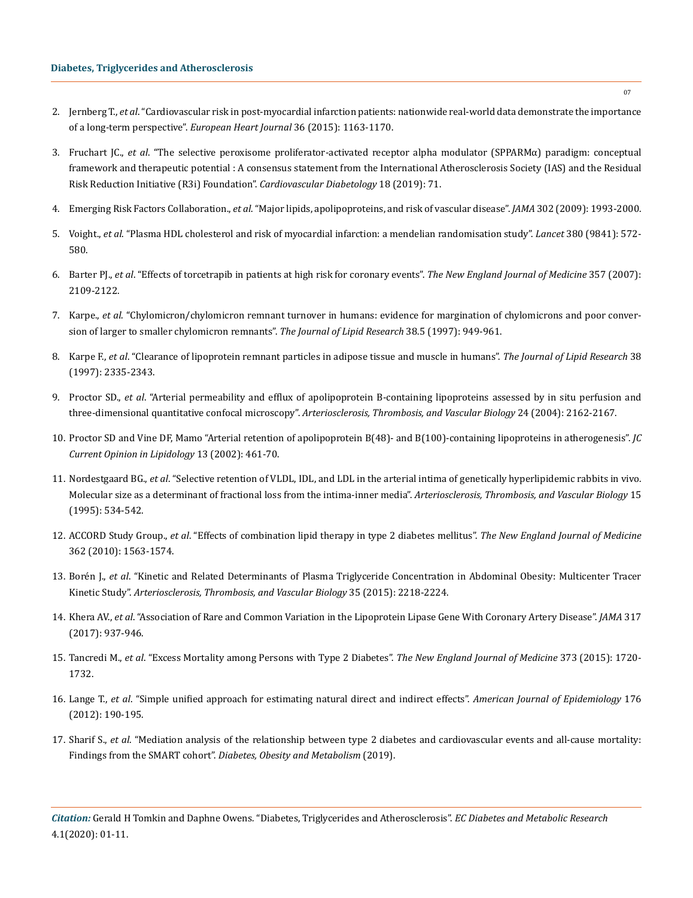2. Jernberg T., *et al*. "Cardiovascular risk in post-myocardial infarction patients: nationwide real-world data demonstrate the importance of a long-term perspective". *European Heart Journal* 36 (2015): 1163-1170.

3. Fruchart JC., *et al*. "The selective peroxisome proliferator-activated receptor alpha modulator (SPPARMα) paradigm: conceptual framework and therapeutic potential : A consensus statement from the International Atherosclerosis Society (IAS) and the Residual Risk Reduction Initiative (R3i) Foundation". *Cardiovascular Diabetology* 18 (2019): 71.

4. Emerging Risk Factors Collaboration., *et al*. "Major lipids, apolipoproteins, and risk of vascular disease". *JAMA* 302 (2009): 1993-2000.

5. Voight., *et al*. "Plasma HDL cholesterol and risk of myocardial infarction: a mendelian randomisation study". *Lancet* 380 (9841): 572-580.

6. Barter PJ., *et al*. "Effects of torcetrapib in patients at high risk for coronary events". *The New England Journal of Medicine* 357 (2007): 2109-2122.

7. Karpe., *et al*. "Chylomicron/chylomicron remnant turnover in humans: evidence for margination of chylomicrons and poor conversion of larger to smaller chylomicron remnants". *The Journal of Lipid Research* 38.5 (1997): 949-961.

8. Karpe F., *et al*. "Clearance of lipoprotein remnant particles in adipose tissue and muscle in humans". *The Journal of Lipid Research* 38 (1997): 2335-2343.

9. Proctor SD., *et al*. "Arterial permeability and efflux of apolipoprotein B-containing lipoproteins assessed by in situ perfusion and three-dimensional quantitative confocal microscopy". *Arteriosclerosis, Thrombosis, and Vascular Biology* 24 (2004): 2162-2167.

10. Proctor SD and Vine DF, Mamo "Arterial retention of apolipoprotein B(48)- and B(100)-containing lipoproteins in atherogenesis". *JC Current Opinion in Lipidology* 13 (2002): 461-70.

11. Nordestgaard BG., *et al*. "Selective retention of VLDL, IDL, and LDL in the arterial intima of genetically hyperlipidemic rabbits in vivo. Molecular size as a determinant of fractional loss from the intima-inner media". *Arteriosclerosis, Thrombosis, and Vascular Biology* 15 (1995): 534-542.

12. ACCORD Study Group., *et al*. "Effects of combination lipid therapy in type 2 diabetes mellitus". *The New England Journal of Medicine* 362 (2010): 1563-1574.

13. Borén J., *et al*. "Kinetic and Related Determinants of Plasma Triglyceride Concentration in Abdominal Obesity: Multicenter Tracer Kinetic Study". *Arteriosclerosis, Thrombosis, and Vascular Biology* 35 (2015): 2218-2224.

14. Khera AV., *et al*. "Association of Rare and Common Variation in the Lipoprotein Lipase Gene With Coronary Artery Disease". *JAMA* 317 (2017): 937-946.

15. Tancredi M., *et al*. "Excess Mortality among Persons with Type 2 Diabetes". *The New England Journal of Medicine* 373 (2015): 1720-1732.

16. Lange T., *et al*. "Simple unified approach for estimating natural direct and indirect effects". *American Journal of Epidemiology* 176 (2012): 190-195.

17. Sharif S., *et al*. "Mediation analysis of the relationship between type 2 diabetes and cardiovascular events and all-cause mortality: Findings from the SMART cohort". *Diabetes, Obesity and Metabolism* (2019).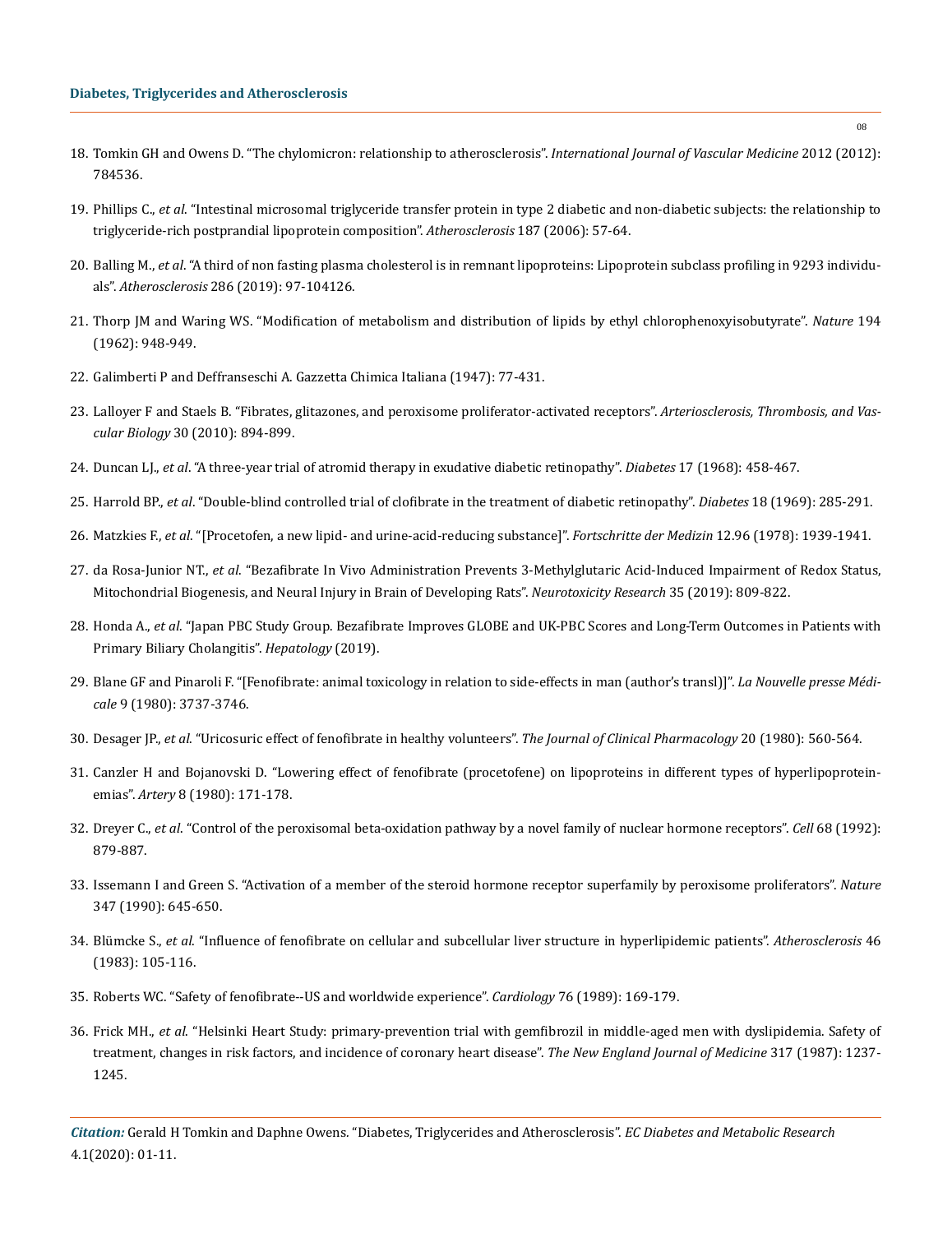18. Tomkin GH and Owens D. "The chylomicron: relationship to atherosclerosis". *International Journal of Vascular Medicine* 2012 (2012): 784536.

19. Phillips C., *et al*. "Intestinal microsomal triglyceride transfer protein in type 2 diabetic and non-diabetic subjects: the relationship to triglyceride-rich postprandial lipoprotein composition". *Atherosclerosis* 187 (2006): 57-64.

20. Balling M., *et al*. "A third of non fasting plasma cholesterol is in remnant lipoproteins: Lipoprotein subclass profiling in 9293 individuals". *Atherosclerosis* 286 (2019): 97-104126.

21. Thorp JM and Waring WS. "Modification of metabolism and distribution of lipids by ethyl chlorophenoxyisobutyrate". *Nature* 194 (1962): 948-949.

22. Galimberti P and Deffranseschi A. Gazzetta Chimica Italiana (1947): 77-431.

23. Lalloyer F and Staels B. "Fibrates, glitazones, and peroxisome proliferator-activated receptors". *Arteriosclerosis, Thrombosis, and Vascular Biology* 30 (2010): 894-899.

24. Duncan LJ., *et al*. "A three-year trial of atromid therapy in exudative diabetic retinopathy". *Diabetes* 17 (1968): 458-467.

25. Harrold BP., *et al*. "Double-blind controlled trial of clofibrate in the treatment of diabetic retinopathy". *Diabetes* 18 (1969): 285-291.

26. Matzkies F., *et al*. "[Procetofen, a new lipid- and urine-acid-reducing substance]". *Fortschritte der Medizin* 12.96 (1978): 1939-1941.

27. da Rosa-Junior NT., *et al*. "Bezafibrate In Vivo Administration Prevents 3-Methylglutaric Acid-Induced Impairment of Redox Status, Mitochondrial Biogenesis, and Neural Injury in Brain of Developing Rats". *Neurotoxicity Research* 35 (2019): 809-822.

28. Honda A., *et al*. "Japan PBC Study Group. Bezafibrate Improves GLOBE and UK-PBC Scores and Long-Term Outcomes in Patients with Primary Biliary Cholangitis". *Hepatology* (2019).

29. Blane GF and Pinaroli F. "[Fenofibrate: animal toxicology in relation to side-effects in man (author's transl)]". *La Nouvelle presse Médicale* 9 (1980): 3737-3746.

30. Desager JP., *et al*. "Uricosuric effect of fenofibrate in healthy volunteers". *The Journal of Clinical Pharmacology* 20 (1980): 560-564.

31. Canzler H and Bojanovski D. "Lowering effect of fenofibrate (procetofene) on lipoproteins in different types of hyperlipoproteinemias". *Artery* 8 (1980): 171-178.

32. Dreyer C., *et al*. "Control of the peroxisomal beta-oxidation pathway by a novel family of nuclear hormone receptors". *Cell* 68 (1992): 879-887.

33. Issemann I and Green S. "Activation of a member of the steroid hormone receptor superfamily by peroxisome proliferators". *Nature* 347 (1990): 645-650.

34. Blümcke S., *et al*. "Influence of fenofibrate on cellular and subcellular liver structure in hyperlipidemic patients". *Atherosclerosis* 46 (1983): 105-116.

35. Roberts WC. "Safety of fenofibrate--US and worldwide experience". *Cardiology* 76 (1989): 169-179.

36. Frick MH., *et al*. "Helsinki Heart Study: primary-prevention trial with gemfibrozil in middle-aged men with dyslipidemia. Safety of treatment, changes in risk factors, and incidence of coronary heart disease". *The New England Journal of Medicine* 317 (1987): 1237-1245.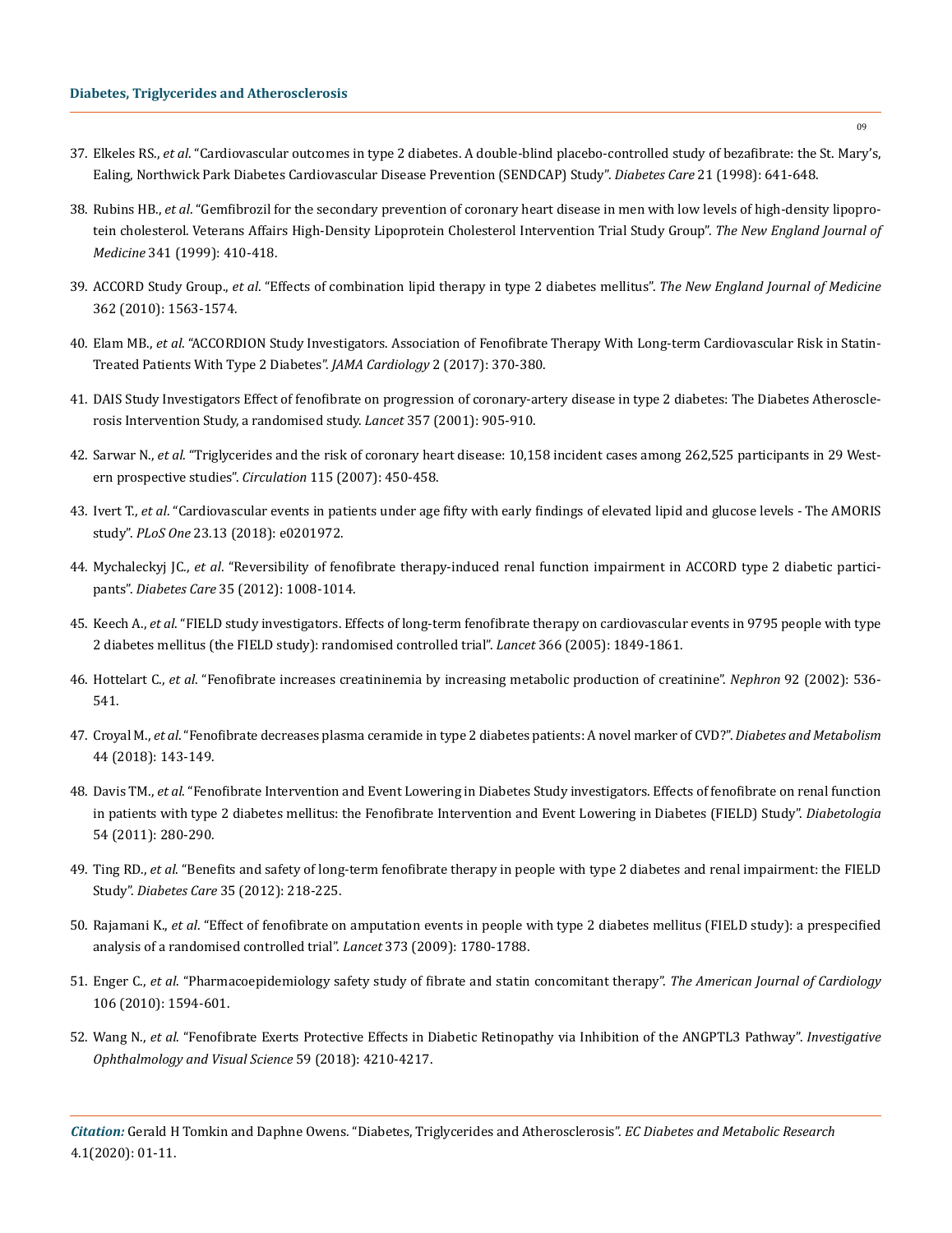37. Elkeles RS., *et al*. "Cardiovascular outcomes in type 2 diabetes. A double-blind placebo-controlled study of bezafibrate: the St. Mary's, Ealing, Northwick Park Diabetes Cardiovascular Disease Prevention (SENDCAP) Study". *Diabetes Care* 21 (1998): 641-648.

38. Rubins HB., *et al*. "Gemfibrozil for the secondary prevention of coronary heart disease in men with low levels of high-density lipoprotein cholesterol. Veterans Affairs High-Density Lipoprotein Cholesterol Intervention Trial Study Group". *The New England Journal of Medicine* 341 (1999): 410-418.

39. ACCORD Study Group., *et al*. "Effects of combination lipid therapy in type 2 diabetes mellitus". *The New England Journal of Medicine* 362 (2010): 1563-1574.

40. Elam MB., *et al*. "ACCORDION Study Investigators. Association of Fenofibrate Therapy With Long-term Cardiovascular Risk in Statin-Treated Patients With Type 2 Diabetes". *JAMA Cardiology* 2 (2017): 370-380.

41. DAIS Study Investigators Effect of fenofibrate on progression of coronary-artery disease in type 2 diabetes: The Diabetes Atherosclerosis Intervention Study, a randomised study. *Lancet* 357 (2001): 905-910.

42. Sarwar N., *et al*. "Triglycerides and the risk of coronary heart disease: 10,158 incident cases among 262,525 participants in 29 Western prospective studies". *Circulation* 115 (2007): 450-458.

43. Ivert T., *et al*. "Cardiovascular events in patients under age fifty with early findings of elevated lipid and glucose levels - The AMORIS study". *PLoS One* 23.13 (2018): e0201972.

44. Mychaleckyj JC., *et al*. "Reversibility of fenofibrate therapy-induced renal function impairment in ACCORD type 2 diabetic participants". *Diabetes Care* 35 (2012): 1008-1014.

45. Keech A., *et al*. "FIELD study investigators. Effects of long-term fenofibrate therapy on cardiovascular events in 9795 people with type 2 diabetes mellitus (the FIELD study): randomised controlled trial". *Lancet* 366 (2005): 1849-1861.

46. Hottelart C., *et al*. "Fenofibrate increases creatininemia by increasing metabolic production of creatinine". *Nephron* 92 (2002): 536-541.

47. Croyal M., *et al*. "Fenofibrate decreases plasma ceramide in type 2 diabetes patients: A novel marker of CVD?". *Diabetes and Metabolism* 44 (2018): 143-149.

48. Davis TM., *et al*. "Fenofibrate Intervention and Event Lowering in Diabetes Study investigators. Effects of fenofibrate on renal function in patients with type 2 diabetes mellitus: the Fenofibrate Intervention and Event Lowering in Diabetes (FIELD) Study". *Diabetologia* 54 (2011): 280-290.

49. Ting RD., *et al*. "Benefits and safety of long-term fenofibrate therapy in people with type 2 diabetes and renal impairment: the FIELD Study". *Diabetes Care* 35 (2012): 218-225.

50. Rajamani K., *et al*. "Effect of fenofibrate on amputation events in people with type 2 diabetes mellitus (FIELD study): a prespecified analysis of a randomised controlled trial". *Lancet* 373 (2009): 1780-1788.

51. Enger C., *et al*. "Pharmacoepidemiology safety study of fibrate and statin concomitant therapy". *The American Journal of Cardiology* 106 (2010): 1594-601.

52. Wang N., *et al*. "Fenofibrate Exerts Protective Effects in Diabetic Retinopathy via Inhibition of the ANGPTL3 Pathway". *Investigative Ophthalmology and Visual Science* 59 (2018): 4210-4217.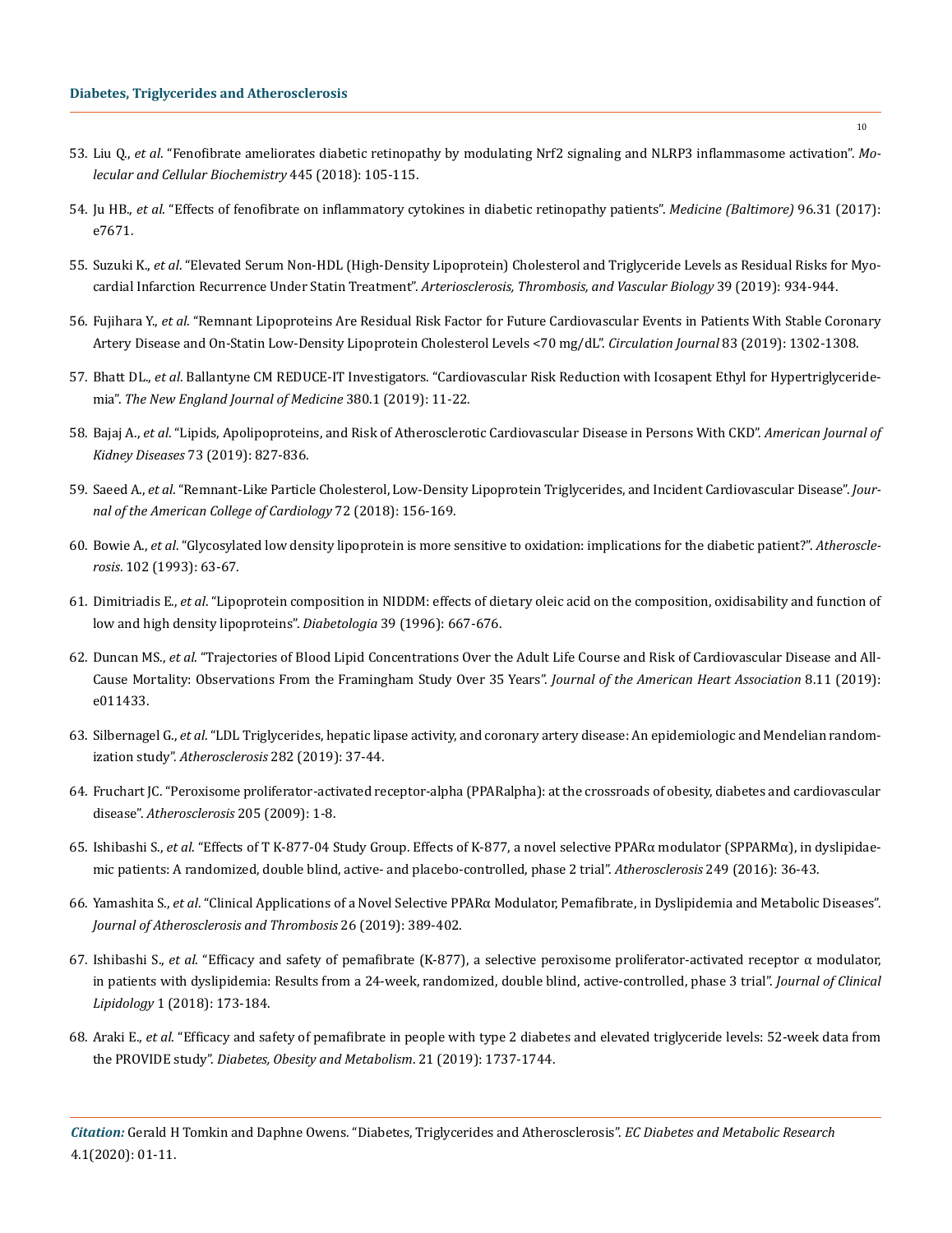53. Liu Q., *et al*. "Fenofibrate ameliorates diabetic retinopathy by modulating Nrf2 signaling and NLRP3 inflammasome activation". *Molecular and Cellular Biochemistry* 445 (2018): 105-115.

54. Ju HB., *et al*. "Effects of fenofibrate on inflammatory cytokines in diabetic retinopathy patients". *Medicine (Baltimore)* 96.31 (2017): e7671.

55. Suzuki K., *et al*. "Elevated Serum Non-HDL (High-Density Lipoprotein) Cholesterol and Triglyceride Levels as Residual Risks for Myocardial Infarction Recurrence Under Statin Treatment". *Arteriosclerosis, Thrombosis, and Vascular Biology* 39 (2019): 934-944.

56. Fujihara Y., *et al*. "Remnant Lipoproteins Are Residual Risk Factor for Future Cardiovascular Events in Patients With Stable Coronary Artery Disease and On-Statin Low-Density Lipoprotein Cholesterol Levels <70 mg/dL". *Circulation Journal* 83 (2019): 1302-1308.

57. Bhatt DL., *et al*. Ballantyne CM REDUCE-IT Investigators. "Cardiovascular Risk Reduction with Icosapent Ethyl for Hypertriglyceridemia". *The New England Journal of Medicine* 380.1 (2019): 11-22.

58. Bajaj A., *et al*. "Lipids, Apolipoproteins, and Risk of Atherosclerotic Cardiovascular Disease in Persons With CKD". *American Journal of Kidney Diseases* 73 (2019): 827-836.

59. Saeed A., *et al*. "Remnant-Like Particle Cholesterol, Low-Density Lipoprotein Triglycerides, and Incident Cardiovascular Disease". *Journal of the American College of Cardiology* 72 (2018): 156-169.

60. Bowie A., *et al*. "Glycosylated low density lipoprotein is more sensitive to oxidation: implications for the diabetic patient?". *Atherosclerosis*. 102 (1993): 63-67.

61. Dimitriadis E., *et al*. "Lipoprotein composition in NIDDM: effects of dietary oleic acid on the composition, oxidisability and function of low and high density lipoproteins". *Diabetologia* 39 (1996): 667-676.

62. Duncan MS., *et al*. "Trajectories of Blood Lipid Concentrations Over the Adult Life Course and Risk of Cardiovascular Disease and All-Cause Mortality: Observations From the Framingham Study Over 35 Years". *Journal of the American Heart Association* 8.11 (2019): e011433.

63. Silbernagel G., *et al*. "LDL Triglycerides, hepatic lipase activity, and coronary artery disease: An epidemiologic and Mendelian randomization study". *Atherosclerosis* 282 (2019): 37-44.

64. Fruchart JC. "Peroxisome proliferator-activated receptor-alpha (PPARalpha): at the crossroads of obesity, diabetes and cardiovascular disease". *Atherosclerosis* 205 (2009): 1-8.

65. Ishibashi S., *et al*. "Effects of T K-877-04 Study Group. Effects of K-877, a novel selective PPARα modulator (SPPARMα), in dyslipidaemic patients: A randomized, double blind, active- and placebo-controlled, phase 2 trial". *Atherosclerosis* 249 (2016): 36-43.

66. Yamashita S., *et al*. "Clinical Applications of a Novel Selective PPARα Modulator, Pemafibrate, in Dyslipidemia and Metabolic Diseases". *Journal of Atherosclerosis and Thrombosis* 26 (2019): 389-402.

67. Ishibashi S., *et al*. "Efficacy and safety of pemafibrate (K-877), a selective peroxisome proliferator-activated receptor α modulator, in patients with dyslipidemia: Results from a 24-week, randomized, double blind, active-controlled, phase 3 trial". *Journal of Clinical Lipidology* 1 (2018): 173-184.

68. Araki E., *et al*. "Efficacy and safety of pemafibrate in people with type 2 diabetes and elevated triglyceride levels: 52-week data from the PROVIDE study". *Diabetes, Obesity and Metabolism*. 21 (2019): 1737-1744.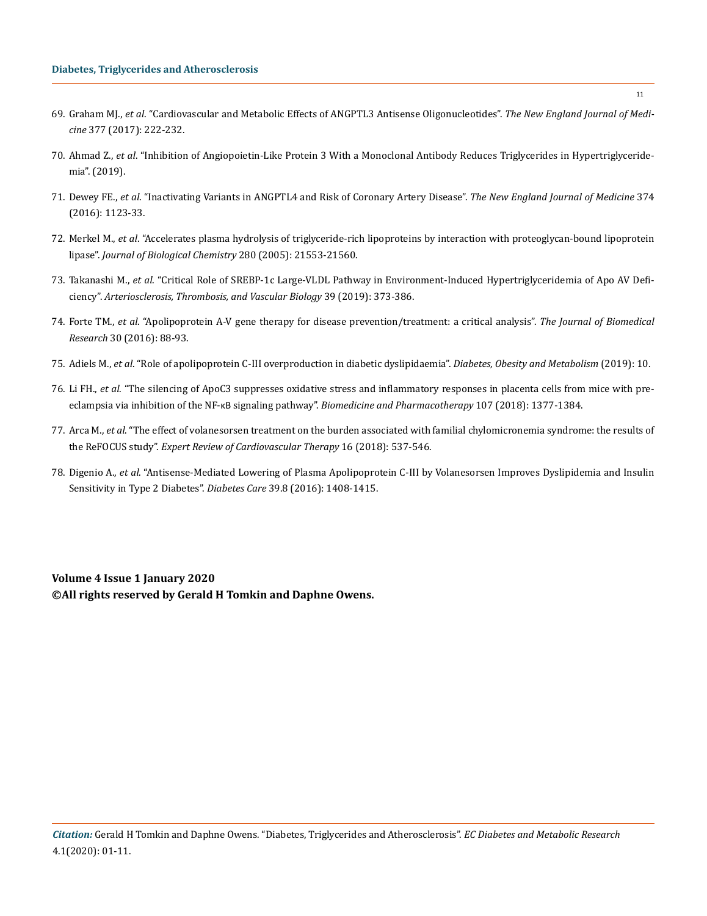69. Graham MJ., *et al*. "Cardiovascular and Metabolic Effects of ANGPTL3 Antisense Oligonucleotides". *The New England Journal of Medicine* 377 (2017): 222-232.

70. Ahmad Z., *et al*. "Inhibition of Angiopoietin-Like Protein 3 With a Monoclonal Antibody Reduces Triglycerides in Hypertriglyceridemia". (2019).

71. Dewey FE., *et al*. "Inactivating Variants in ANGPTL4 and Risk of Coronary Artery Disease". *The New England Journal of Medicine* 374 (2016): 1123-33.

72. Merkel M., *et al*. "Accelerates plasma hydrolysis of triglyceride-rich lipoproteins by interaction with proteoglycan-bound lipoprotein lipase". *Journal of Biological Chemistry* 280 (2005): 21553-21560.

73. Takanashi M., *et al*. "Critical Role of SREBP-1c Large-VLDL Pathway in Environment-Induced Hypertriglyceridemia of Apo AV Deficiency". *Arteriosclerosis, Thrombosis, and Vascular Biology* 39 (2019): 373-386.

74. Forte TM., *et al*. "Apolipoprotein A-V gene therapy for disease prevention/treatment: a critical analysis". *The Journal of Biomedical Research* 30 (2016): 88-93.

75. Adiels M., *et al*. "Role of apolipoprotein C-III overproduction in diabetic dyslipidaemia". *Diabetes, Obesity and Metabolism* (2019): 10.

76. Li FH., *et al*. "The silencing of ApoC3 suppresses oxidative stress and inflammatory responses in placenta cells from mice with preeclampsia via inhibition of the NF-κB signaling pathway". *Biomedicine and Pharmacotherapy* 107 (2018): 1377-1384.

77. Arca M., *et al*. "The effect of volanesorsen treatment on the burden associated with familial chylomicronemia syndrome: the results of the ReFOCUS study". *Expert Review of Cardiovascular Therapy* 16 (2018): 537-546.

78. Digenio A., *et al*. "Antisense-Mediated Lowering of Plasma Apolipoprotein C-III by Volanesorsen Improves Dyslipidemia and Insulin Sensitivity in Type 2 Diabetes". *Diabetes Care* 39.8 (2016): 1408-1415.

**Volume 4 Issue 1 January 2020**
**©All rights reserved by Gerald H Tomkin and Daphne Owens.**